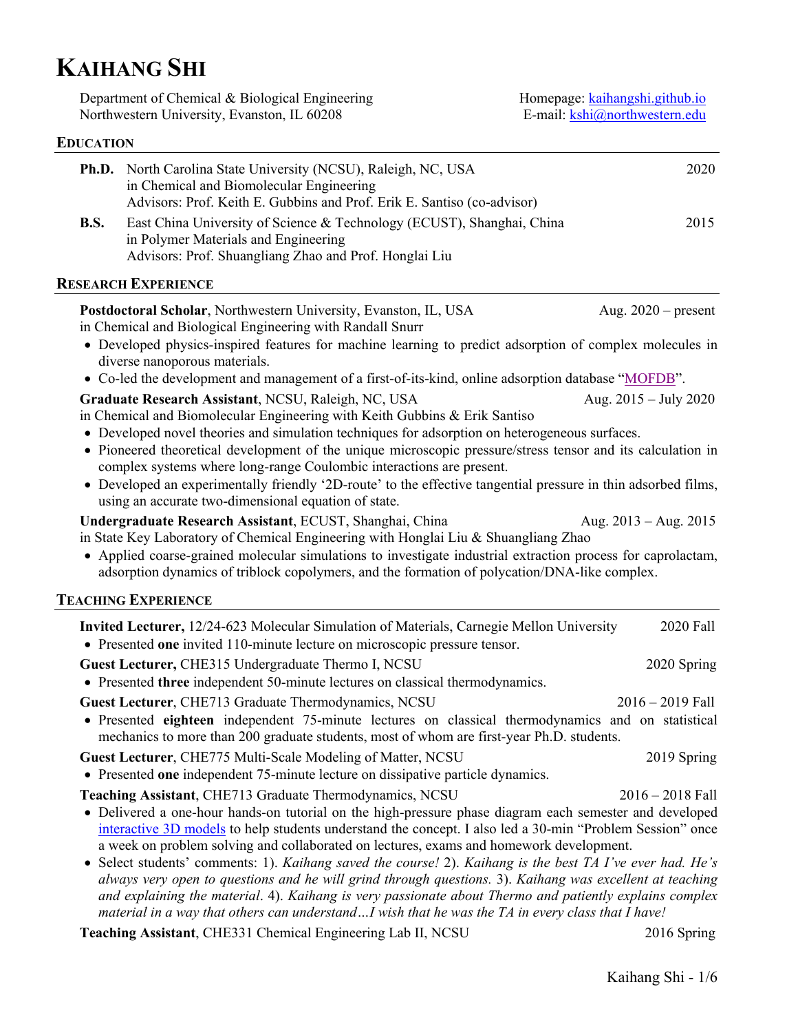# KAIHANG SHI

Department of Chemical & Biological Engineering
Northwestern University, Evanston, IL 60208

Homepage: [kaihangshi.github.io](kaihangshi.github.io)
E-mail: [kshi@northwestern.edu](mailto:kshi@northwestern.edu)

## EDUCATION

**Ph.D.** North Carolina State University (NCSU), Raleigh, NC, USA — 2020
in Chemical and Biomolecular Engineering
Advisors: Prof. Keith E. Gubbins and Prof. Erik E. Santiso (co-advisor)

**B.S.** East China University of Science & Technology (ECUST), Shanghai, China — 2015
in Polymer Materials and Engineering
Advisors: Prof. Shuangliang Zhao and Prof. Honglai Liu

## RESEARCH EXPERIENCE

**Postdoctoral Scholar**, Northwestern University, Evanston, IL, USA — Aug. 2020 – present
in Chemical and Biological Engineering with Randall Snurr

- Developed physics-inspired features for machine learning to predict adsorption of complex molecules in diverse nanoporous materials.
- Co-led the development and management of a first-of-its-kind, online adsorption database "MOFDB".

**Graduate Research Assistant**, NCSU, Raleigh, NC, USA — Aug. 2015 – July 2020
in Chemical and Biomolecular Engineering with Keith Gubbins & Erik Santiso

- Developed novel theories and simulation techniques for adsorption on heterogeneous surfaces.
- Pioneered theoretical development of the unique microscopic pressure/stress tensor and its calculation in complex systems where long-range Coulombic interactions are present.
- Developed an experimentally friendly '2D-route' to the effective tangential pressure in thin adsorbed films, using an accurate two-dimensional equation of state.

**Undergraduate Research Assistant**, ECUST, Shanghai, China — Aug. 2013 – Aug. 2015
in State Key Laboratory of Chemical Engineering with Honglai Liu & Shuangliang Zhao

- Applied coarse-grained molecular simulations to investigate industrial extraction process for caprolactam, adsorption dynamics of triblock copolymers, and the formation of polycation/DNA-like complex.

## TEACHING EXPERIENCE

**Invited Lecturer,** 12/24-623 Molecular Simulation of Materials, Carnegie Mellon University — 2020 Fall

- Presented **one** invited 110-minute lecture on microscopic pressure tensor.

**Guest Lecturer,** CHE315 Undergraduate Thermo I, NCSU — 2020 Spring

- Presented **three** independent 50-minute lectures on classical thermodynamics.

**Guest Lecturer**, CHE713 Graduate Thermodynamics, NCSU — 2016 – 2019 Fall

- Presented **eighteen** independent 75-minute lectures on classical thermodynamics and on statistical mechanics to more than 200 graduate students, most of whom are first-year Ph.D. students.

**Guest Lecturer**, CHE775 Multi-Scale Modeling of Matter, NCSU — 2019 Spring

- Presented **one** independent 75-minute lecture on dissipative particle dynamics.

**Teaching Assistant**, CHE713 Graduate Thermodynamics, NCSU — 2016 – 2018 Fall

- Delivered a one-hour hands-on tutorial on the high-pressure phase diagram each semester and developed interactive 3D models to help students understand the concept. I also led a 30-min "Problem Session" once a week on problem solving and collaborated on lectures, exams and homework development.
- Select students' comments: 1). *Kaihang saved the course!* 2). *Kaihang is the best TA I've ever had. He's always very open to questions and he will grind through questions.* 3). *Kaihang was excellent at teaching and explaining the material*. 4). *Kaihang is very passionate about Thermo and patiently explains complex material in a way that others can understand…I wish that he was the TA in every class that I have!*

**Teaching Assistant**, CHE331 Chemical Engineering Lab II, NCSU — 2016 Spring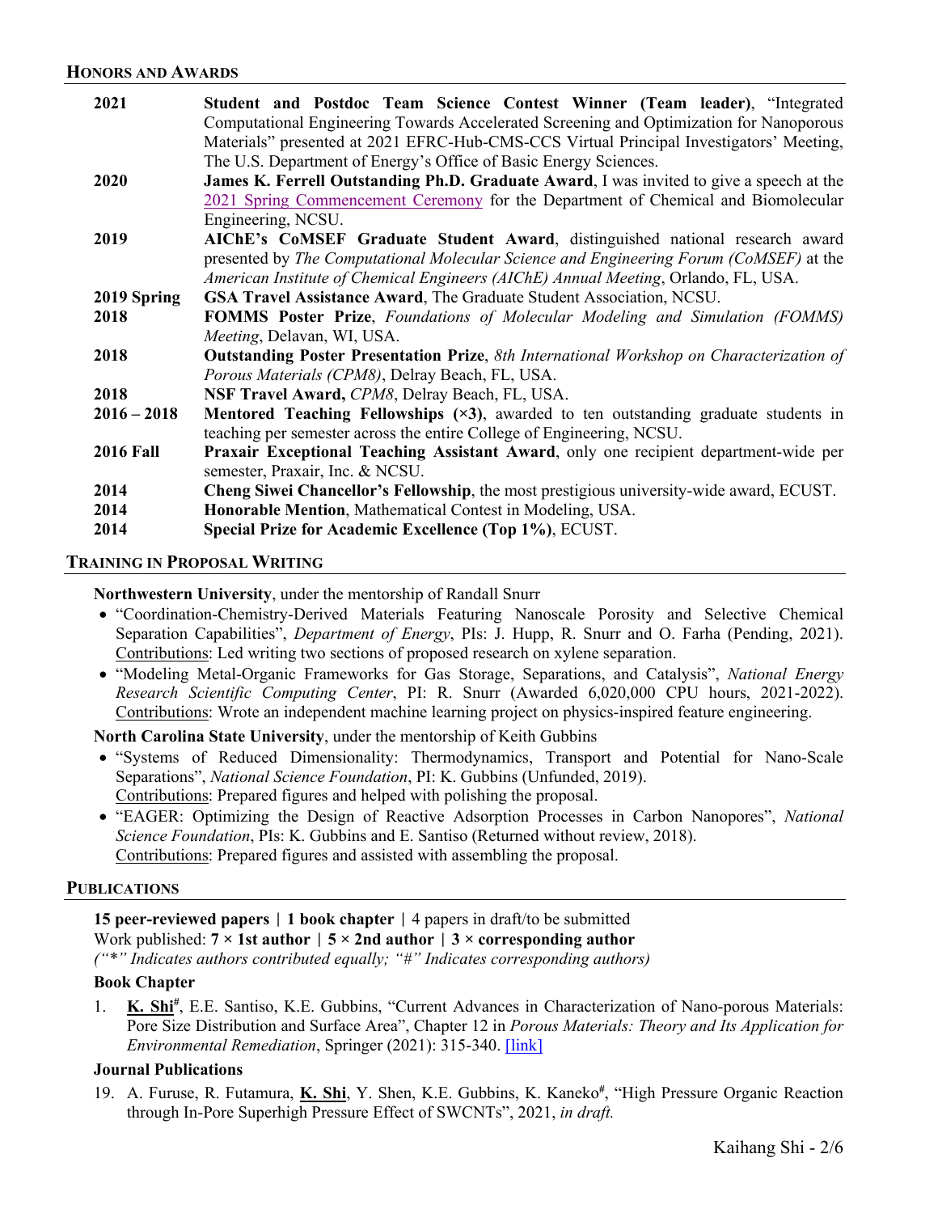## HONORS AND AWARDS

| | |
|---|---|
| 2021 | **Student and Postdoc Team Science Contest Winner (Team leader)**, "Integrated Computational Engineering Towards Accelerated Screening and Optimization for Nanoporous Materials" presented at 2021 EFRC-Hub-CMS-CCS Virtual Principal Investigators' Meeting, The U.S. Department of Energy's Office of Basic Energy Sciences. |
| 2020 | **James K. Ferrell Outstanding Ph.D. Graduate Award**, I was invited to give a speech at the 2021 Spring Commencement Ceremony for the Department of Chemical and Biomolecular Engineering, NCSU. |
| 2019 | **AIChE's CoMSEF Graduate Student Award**, distinguished national research award presented by *The Computational Molecular Science and Engineering Forum (CoMSEF)* at the *American Institute of Chemical Engineers (AIChE) Annual Meeting*, Orlando, FL, USA. |
| 2019 Spring | **GSA Travel Assistance Award**, The Graduate Student Association, NCSU. |
| 2018 | **FOMMS Poster Prize**, *Foundations of Molecular Modeling and Simulation (FOMMS) Meeting*, Delavan, WI, USA. |
| 2018 | **Outstanding Poster Presentation Prize**, *8th International Workshop on Characterization of Porous Materials (CPM8)*, Delray Beach, FL, USA. |
| 2018 | **NSF Travel Award,** *CPM8*, Delray Beach, FL, USA. |
| 2016 – 2018 | **Mentored Teaching Fellowships (×3)**, awarded to ten outstanding graduate students in teaching per semester across the entire College of Engineering, NCSU. |
| 2016 Fall | **Praxair Exceptional Teaching Assistant Award**, only one recipient department-wide per semester, Praxair, Inc. & NCSU. |
| 2014 | **Cheng Siwei Chancellor's Fellowship**, the most prestigious university-wide award, ECUST. |
| 2014 | **Honorable Mention**, Mathematical Contest in Modeling, USA. |
| 2014 | **Special Prize for Academic Excellence (Top 1%)**, ECUST. |

## TRAINING IN PROPOSAL WRITING

**Northwestern University**, under the mentorship of Randall Snurr

- "Coordination-Chemistry-Derived Materials Featuring Nanoscale Porosity and Selective Chemical Separation Capabilities", *Department of Energy*, PIs: J. Hupp, R. Snurr and O. Farha (Pending, 2021). Contributions: Led writing two sections of proposed research on xylene separation.
- "Modeling Metal-Organic Frameworks for Gas Storage, Separations, and Catalysis", *National Energy Research Scientific Computing Center*, PI: R. Snurr (Awarded 6,020,000 CPU hours, 2021-2022). Contributions: Wrote an independent machine learning project on physics-inspired feature engineering.

**North Carolina State University**, under the mentorship of Keith Gubbins

- "Systems of Reduced Dimensionality: Thermodynamics, Transport and Potential for Nano-Scale Separations", *National Science Foundation*, PI: K. Gubbins (Unfunded, 2019). Contributions: Prepared figures and helped with polishing the proposal.
- "EAGER: Optimizing the Design of Reactive Adsorption Processes in Carbon Nanopores", *National Science Foundation*, PIs: K. Gubbins and E. Santiso (Returned without review, 2018). Contributions: Prepared figures and assisted with assembling the proposal.

## PUBLICATIONS

**15 peer-reviewed papers | 1 book chapter |** 4 papers in draft/to be submitted
Work published: **7 × 1st author | 5 × 2nd author | 3 × corresponding author**
*("*" Indicates authors contributed equally; "#" Indicates corresponding authors)*

### Book Chapter

1. **K. Shi**#, E.E. Santiso, K.E. Gubbins, "Current Advances in Characterization of Nano-porous Materials: Pore Size Distribution and Surface Area", Chapter 12 in *Porous Materials: Theory and Its Application for Environmental Remediation*, Springer (2021): 315-340. [link]

### Journal Publications

19. A. Furuse, R. Futamura, **K. Shi**, Y. Shen, K.E. Gubbins, K. Kaneko#, "High Pressure Organic Reaction through In-Pore Superhigh Pressure Effect of SWCNTs", 2021, *in draft.*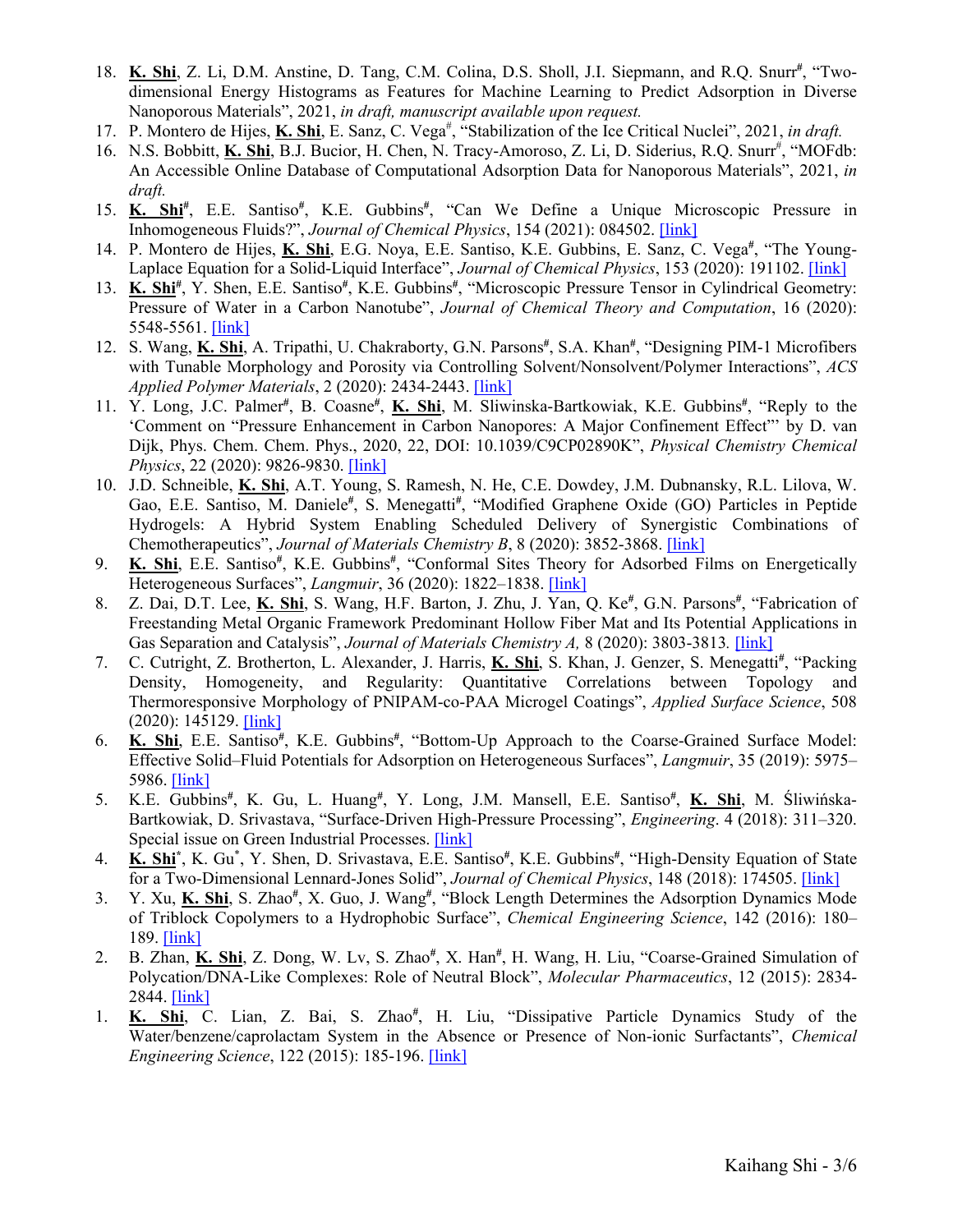18. **K. Shi**, Z. Li, D.M. Anstine, D. Tang, C.M. Colina, D.S. Sholl, J.I. Siepmann, and R.Q. Snurr#, "Two-dimensional Energy Histograms as Features for Machine Learning to Predict Adsorption in Diverse Nanoporous Materials", 2021, *in draft, manuscript available upon request.*
17. P. Montero de Hijes, **K. Shi**, E. Sanz, C. Vega#, "Stabilization of the Ice Critical Nuclei", 2021, *in draft.*
16. N.S. Bobbitt, **K. Shi**, B.J. Bucior, H. Chen, N. Tracy-Amoroso, Z. Li, D. Siderius, R.Q. Snurr#, "MOFdb: An Accessible Online Database of Computational Adsorption Data for Nanoporous Materials", 2021, *in draft.*
15. **K. Shi#**, E.E. Santiso#, K.E. Gubbins#, "Can We Define a Unique Microscopic Pressure in Inhomogeneous Fluids?", *Journal of Chemical Physics*, 154 (2021): 084502. [link]
14. P. Montero de Hijes, **K. Shi**, E.G. Noya, E.E. Santiso, K.E. Gubbins, E. Sanz, C. Vega#, "The Young-Laplace Equation for a Solid-Liquid Interface", *Journal of Chemical Physics*, 153 (2020): 191102. [link]
13. **K. Shi#**, Y. Shen, E.E. Santiso#, K.E. Gubbins#, "Microscopic Pressure Tensor in Cylindrical Geometry: Pressure of Water in a Carbon Nanotube", *Journal of Chemical Theory and Computation*, 16 (2020): 5548-5561. [link]
12. S. Wang, **K. Shi**, A. Tripathi, U. Chakraborty, G.N. Parsons#, S.A. Khan#, "Designing PIM-1 Microfibers with Tunable Morphology and Porosity via Controlling Solvent/Nonsolvent/Polymer Interactions", *ACS Applied Polymer Materials*, 2 (2020): 2434-2443. [link]
11. Y. Long, J.C. Palmer#, B. Coasne#, **K. Shi**, M. Sliwinska-Bartkowiak, K.E. Gubbins#, "Reply to the 'Comment on "Pressure Enhancement in Carbon Nanopores: A Major Confinement Effect"' by D. van Dijk, Phys. Chem. Chem. Phys., 2020, 22, DOI: 10.1039/C9CP02890K", *Physical Chemistry Chemical Physics*, 22 (2020): 9826-9830. [link]
10. J.D. Schneible, **K. Shi**, A.T. Young, S. Ramesh, N. He, C.E. Dowdey, J.M. Dubnansky, R.L. Lilova, W. Gao, E.E. Santiso, M. Daniele#, S. Menegatti#, "Modified Graphene Oxide (GO) Particles in Peptide Hydrogels: A Hybrid System Enabling Scheduled Delivery of Synergistic Combinations of Chemotherapeutics", *Journal of Materials Chemistry B*, 8 (2020): 3852-3868. [link]
9. **K. Shi**, E.E. Santiso#, K.E. Gubbins#, "Conformal Sites Theory for Adsorbed Films on Energetically Heterogeneous Surfaces", *Langmuir*, 36 (2020): 1822–1838. [link]
8. Z. Dai, D.T. Lee, **K. Shi**, S. Wang, H.F. Barton, J. Zhu, J. Yan, Q. Ke#, G.N. Parsons#, "Fabrication of Freestanding Metal Organic Framework Predominant Hollow Fiber Mat and Its Potential Applications in Gas Separation and Catalysis", *Journal of Materials Chemistry A,* 8 (2020): 3803-3813. [link]
7. C. Cutright, Z. Brotherton, L. Alexander, J. Harris, **K. Shi**, S. Khan, J. Genzer, S. Menegatti#, "Packing Density, Homogeneity, and Regularity: Quantitative Correlations between Topology and Thermoresponsive Morphology of PNIPAM-co-PAA Microgel Coatings", *Applied Surface Science*, 508 (2020): 145129. [link]
6. **K. Shi**, E.E. Santiso#, K.E. Gubbins#, "Bottom-Up Approach to the Coarse-Grained Surface Model: Effective Solid–Fluid Potentials for Adsorption on Heterogeneous Surfaces", *Langmuir*, 35 (2019): 5975–5986. [link]
5. K.E. Gubbins#, K. Gu, L. Huang#, Y. Long, J.M. Mansell, E.E. Santiso#, **K. Shi**, M. Śliwińska-Bartkowiak, D. Srivastava, "Surface-Driven High-Pressure Processing", *Engineering*. 4 (2018): 311–320. Special issue on Green Industrial Processes. [link]
4. **K. Shi***, K. Gu*, Y. Shen, D. Srivastava, E.E. Santiso#, K.E. Gubbins#, "High-Density Equation of State for a Two-Dimensional Lennard-Jones Solid", *Journal of Chemical Physics*, 148 (2018): 174505. [link]
3. Y. Xu, **K. Shi**, S. Zhao#, X. Guo, J. Wang#, "Block Length Determines the Adsorption Dynamics Mode of Triblock Copolymers to a Hydrophobic Surface", *Chemical Engineering Science*, 142 (2016): 180–189. [link]
2. B. Zhan, **K. Shi**, Z. Dong, W. Lv, S. Zhao#, X. Han#, H. Wang, H. Liu, "Coarse-Grained Simulation of Polycation/DNA-Like Complexes: Role of Neutral Block", *Molecular Pharmaceutics*, 12 (2015): 2834-2844. [link]
1. **K. Shi**, C. Lian, Z. Bai, S. Zhao#, H. Liu, "Dissipative Particle Dynamics Study of the Water/benzene/caprolactam System in the Absence or Presence of Non-ionic Surfactants", *Chemical Engineering Science*, 122 (2015): 185-196. [link]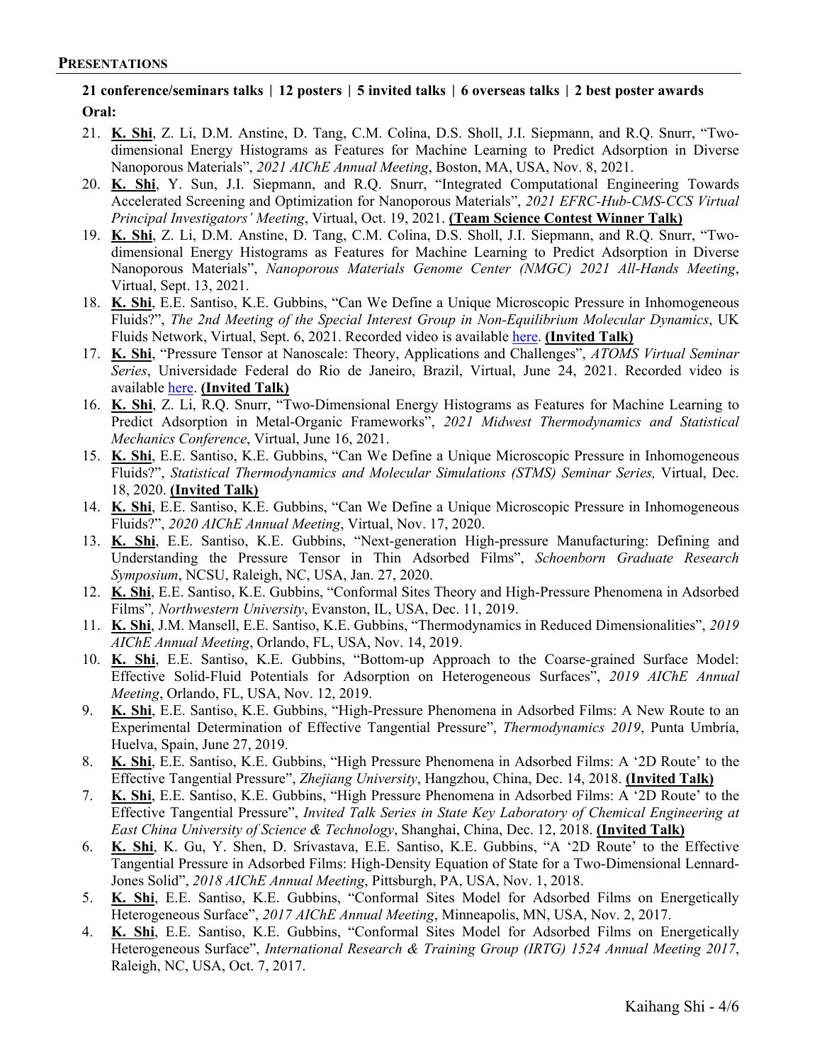## PRESENTATIONS

**21 conference/seminars talks | 12 posters | 5 invited talks | 6 overseas talks | 2 best poster awards**

**Oral:**

21. **K. Shi**, Z. Li, D.M. Anstine, D. Tang, C.M. Colina, D.S. Sholl, J.I. Siepmann, and R.Q. Snurr, "Two-dimensional Energy Histograms as Features for Machine Learning to Predict Adsorption in Diverse Nanoporous Materials", *2021 AIChE Annual Meeting*, Boston, MA, USA, Nov. 8, 2021.
20. **K. Shi**, Y. Sun, J.I. Siepmann, and R.Q. Snurr, "Integrated Computational Engineering Towards Accelerated Screening and Optimization for Nanoporous Materials", *2021 EFRC-Hub-CMS-CCS Virtual Principal Investigators' Meeting*, Virtual, Oct. 19, 2021. **(Team Science Contest Winner Talk)**
19. **K. Shi**, Z. Li, D.M. Anstine, D. Tang, C.M. Colina, D.S. Sholl, J.I. Siepmann, and R.Q. Snurr, "Two-dimensional Energy Histograms as Features for Machine Learning to Predict Adsorption in Diverse Nanoporous Materials", *Nanoporous Materials Genome Center (NMGC) 2021 All-Hands Meeting*, Virtual, Sept. 13, 2021.
18. **K. Shi**, E.E. Santiso, K.E. Gubbins, "Can We Define a Unique Microscopic Pressure in Inhomogeneous Fluids?", *The 2nd Meeting of the Special Interest Group in Non-Equilibrium Molecular Dynamics*, UK Fluids Network, Virtual, Sept. 6, 2021. Recorded video is available here. **(Invited Talk)**
17. **K. Shi**, "Pressure Tensor at Nanoscale: Theory, Applications and Challenges", *ATOMS Virtual Seminar Series*, Universidade Federal do Rio de Janeiro, Brazil, Virtual, June 24, 2021. Recorded video is available here. **(Invited Talk)**
16. **K. Shi**, Z. Li, R.Q. Snurr, "Two-Dimensional Energy Histograms as Features for Machine Learning to Predict Adsorption in Metal-Organic Frameworks", *2021 Midwest Thermodynamics and Statistical Mechanics Conference*, Virtual, June 16, 2021.
15. **K. Shi**, E.E. Santiso, K.E. Gubbins, "Can We Define a Unique Microscopic Pressure in Inhomogeneous Fluids?", *Statistical Thermodynamics and Molecular Simulations (STMS) Seminar Series,* Virtual, Dec. 18, 2020. **(Invited Talk)**
14. **K. Shi**, E.E. Santiso, K.E. Gubbins, "Can We Define a Unique Microscopic Pressure in Inhomogeneous Fluids?", *2020 AIChE Annual Meeting*, Virtual, Nov. 17, 2020.
13. **K. Shi**, E.E. Santiso, K.E. Gubbins, "Next-generation High-pressure Manufacturing: Defining and Understanding the Pressure Tensor in Thin Adsorbed Films", *Schoenborn Graduate Research Symposium*, NCSU, Raleigh, NC, USA, Jan. 27, 2020.
12. **K. Shi**, E.E. Santiso, K.E. Gubbins, "Conformal Sites Theory and High-Pressure Phenomena in Adsorbed Films"*, Northwestern University*, Evanston, IL, USA, Dec. 11, 2019.
11. **K. Shi**, J.M. Mansell, E.E. Santiso, K.E. Gubbins, "Thermodynamics in Reduced Dimensionalities", *2019 AIChE Annual Meeting*, Orlando, FL, USA, Nov. 14, 2019.
10. **K. Shi**, E.E. Santiso, K.E. Gubbins, "Bottom-up Approach to the Coarse-grained Surface Model: Effective Solid-Fluid Potentials for Adsorption on Heterogeneous Surfaces", *2019 AIChE Annual Meeting*, Orlando, FL, USA, Nov. 12, 2019.
9. **K. Shi**, E.E. Santiso, K.E. Gubbins, "High-Pressure Phenomena in Adsorbed Films: A New Route to an Experimental Determination of Effective Tangential Pressure", *Thermodynamics 2019*, Punta Umbría, Huelva, Spain, June 27, 2019.
8. **K. Shi**, E.E. Santiso, K.E. Gubbins, "High Pressure Phenomena in Adsorbed Films: A '2D Route' to the Effective Tangential Pressure", *Zhejiang University*, Hangzhou, China, Dec. 14, 2018. **(Invited Talk)**
7. **K. Shi**, E.E. Santiso, K.E. Gubbins, "High Pressure Phenomena in Adsorbed Films: A '2D Route' to the Effective Tangential Pressure", *Invited Talk Series in State Key Laboratory of Chemical Engineering at East China University of Science & Technology*, Shanghai, China, Dec. 12, 2018. **(Invited Talk)**
6. **K. Shi**, K. Gu, Y. Shen, D. Srivastava, E.E. Santiso, K.E. Gubbins, "A '2D Route' to the Effective Tangential Pressure in Adsorbed Films: High-Density Equation of State for a Two-Dimensional Lennard-Jones Solid", *2018 AIChE Annual Meeting*, Pittsburgh, PA, USA, Nov. 1, 2018.
5. **K. Shi**, E.E. Santiso, K.E. Gubbins, "Conformal Sites Model for Adsorbed Films on Energetically Heterogeneous Surface", *2017 AIChE Annual Meeting*, Minneapolis, MN, USA, Nov. 2, 2017.
4. **K. Shi**, E.E. Santiso, K.E. Gubbins, "Conformal Sites Model for Adsorbed Films on Energetically Heterogeneous Surface", *International Research & Training Group (IRTG) 1524 Annual Meeting 2017*, Raleigh, NC, USA, Oct. 7, 2017.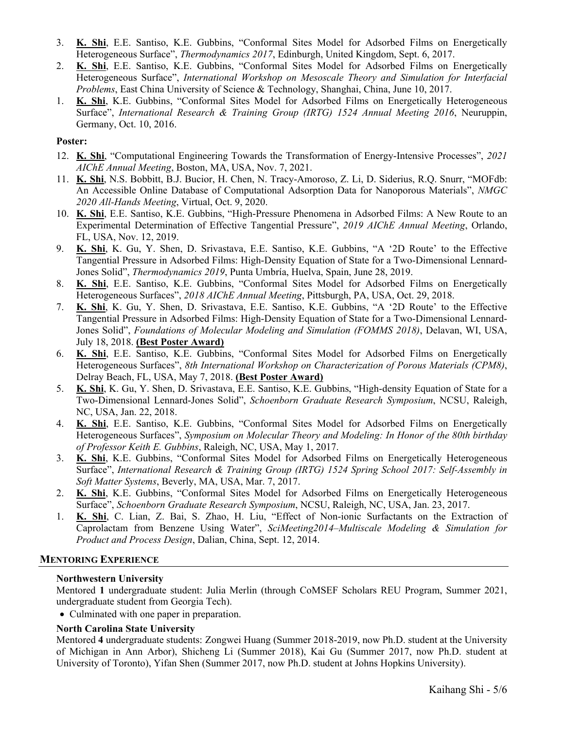3. **K. Shi**, E.E. Santiso, K.E. Gubbins, "Conformal Sites Model for Adsorbed Films on Energetically Heterogeneous Surface", *Thermodynamics 2017*, Edinburgh, United Kingdom, Sept. 6, 2017.
2. **K. Shi**, E.E. Santiso, K.E. Gubbins, "Conformal Sites Model for Adsorbed Films on Energetically Heterogeneous Surface", *International Workshop on Mesoscale Theory and Simulation for Interfacial Problems*, East China University of Science & Technology, Shanghai, China, June 10, 2017.
1. **K. Shi**, K.E. Gubbins, "Conformal Sites Model for Adsorbed Films on Energetically Heterogeneous Surface", *International Research & Training Group (IRTG) 1524 Annual Meeting 2016*, Neuruppin, Germany, Oct. 10, 2016.

**Poster:**

12. **K. Shi**, "Computational Engineering Towards the Transformation of Energy-Intensive Processes", *2021 AIChE Annual Meeting*, Boston, MA, USA, Nov. 7, 2021.
11. **K. Shi**, N.S. Bobbitt, B.J. Bucior, H. Chen, N. Tracy-Amoroso, Z. Li, D. Siderius, R.Q. Snurr, "MOFdb: An Accessible Online Database of Computational Adsorption Data for Nanoporous Materials", *NMGC 2020 All-Hands Meeting*, Virtual, Oct. 9, 2020.
10. **K. Shi**, E.E. Santiso, K.E. Gubbins, "High-Pressure Phenomena in Adsorbed Films: A New Route to an Experimental Determination of Effective Tangential Pressure", *2019 AIChE Annual Meeting*, Orlando, FL, USA, Nov. 12, 2019.
9. **K. Shi**, K. Gu, Y. Shen, D. Srivastava, E.E. Santiso, K.E. Gubbins, "A '2D Route' to the Effective Tangential Pressure in Adsorbed Films: High-Density Equation of State for a Two-Dimensional Lennard-Jones Solid", *Thermodynamics 2019*, Punta Umbría, Huelva, Spain, June 28, 2019.
8. **K. Shi**, E.E. Santiso, K.E. Gubbins, "Conformal Sites Model for Adsorbed Films on Energetically Heterogeneous Surfaces", *2018 AIChE Annual Meeting*, Pittsburgh, PA, USA, Oct. 29, 2018.
7. **K. Shi**, K. Gu, Y. Shen, D. Srivastava, E.E. Santiso, K.E. Gubbins, "A '2D Route' to the Effective Tangential Pressure in Adsorbed Films: High-Density Equation of State for a Two-Dimensional Lennard-Jones Solid", *Foundations of Molecular Modeling and Simulation (FOMMS 2018)*, Delavan, WI, USA, July 18, 2018. **(Best Poster Award)**
6. **K. Shi**, E.E. Santiso, K.E. Gubbins, "Conformal Sites Model for Adsorbed Films on Energetically Heterogeneous Surfaces", *8th International Workshop on Characterization of Porous Materials (CPM8)*, Delray Beach, FL, USA, May 7, 2018. **(Best Poster Award)**
5. **K. Shi**, K. Gu, Y. Shen, D. Srivastava, E.E. Santiso, K.E. Gubbins, "High-density Equation of State for a Two-Dimensional Lennard-Jones Solid", *Schoenborn Graduate Research Symposium*, NCSU, Raleigh, NC, USA, Jan. 22, 2018.
4. **K. Shi**, E.E. Santiso, K.E. Gubbins, "Conformal Sites Model for Adsorbed Films on Energetically Heterogeneous Surfaces", *Symposium on Molecular Theory and Modeling: In Honor of the 80th birthday of Professor Keith E. Gubbins*, Raleigh, NC, USA, May 1, 2017.
3. **K. Shi**, K.E. Gubbins, "Conformal Sites Model for Adsorbed Films on Energetically Heterogeneous Surface", *International Research & Training Group (IRTG) 1524 Spring School 2017: Self-Assembly in Soft Matter Systems*, Beverly, MA, USA, Mar. 7, 2017.
2. **K. Shi**, K.E. Gubbins, "Conformal Sites Model for Adsorbed Films on Energetically Heterogeneous Surface", *Schoenborn Graduate Research Symposium*, NCSU, Raleigh, NC, USA, Jan. 23, 2017.
1. **K. Shi**, C. Lian, Z. Bai, S. Zhao, H. Liu, "Effect of Non-ionic Surfactants on the Extraction of Caprolactam from Benzene Using Water", *SciMeeting2014–Multiscale Modeling & Simulation for Product and Process Design*, Dalian, China, Sept. 12, 2014.

## MENTORING EXPERIENCE

**Northwestern University**

Mentored **1** undergraduate student: Julia Merlin (through CoMSEF Scholars REU Program, Summer 2021, undergraduate student from Georgia Tech).

- Culminated with one paper in preparation.

**North Carolina State University**

Mentored **4** undergraduate students: Zongwei Huang (Summer 2018-2019, now Ph.D. student at the University of Michigan in Ann Arbor), Shicheng Li (Summer 2018), Kai Gu (Summer 2017, now Ph.D. student at University of Toronto), Yifan Shen (Summer 2017, now Ph.D. student at Johns Hopkins University).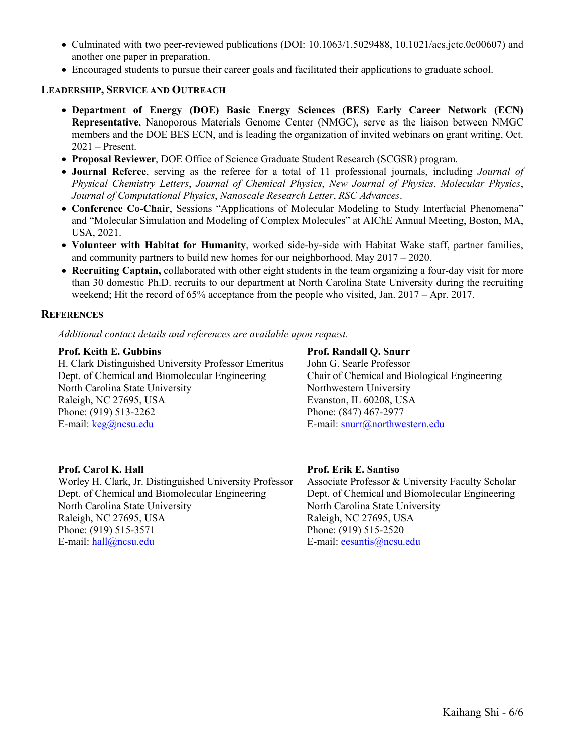- Culminated with two peer-reviewed publications (DOI: 10.1063/1.5029488, 10.1021/acs.jctc.0c00607) and another one paper in preparation.
- Encouraged students to pursue their career goals and facilitated their applications to graduate school.

## Leadership, Service and Outreach

- **Department of Energy (DOE) Basic Energy Sciences (BES) Early Career Network (ECN) Representative**, Nanoporous Materials Genome Center (NMGC), serve as the liaison between NMGC members and the DOE BES ECN, and is leading the organization of invited webinars on grant writing, Oct. 2021 – Present.
- **Proposal Reviewer**, DOE Office of Science Graduate Student Research (SCGSR) program.
- **Journal Referee**, serving as the referee for a total of 11 professional journals, including *Journal of Physical Chemistry Letters*, *Journal of Chemical Physics*, *New Journal of Physics*, *Molecular Physics*, *Journal of Computational Physics*, *Nanoscale Research Letter*, *RSC Advances*.
- **Conference Co-Chair**, Sessions "Applications of Molecular Modeling to Study Interfacial Phenomena" and "Molecular Simulation and Modeling of Complex Molecules" at AIChE Annual Meeting, Boston, MA, USA, 2021.
- **Volunteer with Habitat for Humanity**, worked side-by-side with Habitat Wake staff, partner families, and community partners to build new homes for our neighborhood, May 2017 – 2020.
- **Recruiting Captain,** collaborated with other eight students in the team organizing a four-day visit for more than 30 domestic Ph.D. recruits to our department at North Carolina State University during the recruiting weekend; Hit the record of 65% acceptance from the people who visited, Jan. 2017 – Apr. 2017.

## References

*Additional contact details and references are available upon request.*

**Prof. Keith E. Gubbins**
H. Clark Distinguished University Professor Emeritus
Dept. of Chemical and Biomolecular Engineering
North Carolina State University
Raleigh, NC 27695, USA
Phone: (919) 513-2262
E-mail: keg@ncsu.edu

**Prof. Randall Q. Snurr**
John G. Searle Professor
Chair of Chemical and Biological Engineering
Northwestern University
Evanston, IL 60208, USA
Phone: (847) 467-2977
E-mail: snurr@northwestern.edu

**Prof. Carol K. Hall**
Worley H. Clark, Jr. Distinguished University Professor
Dept. of Chemical and Biomolecular Engineering
North Carolina State University
Raleigh, NC 27695, USA
Phone: (919) 515-3571
E-mail: hall@ncsu.edu

**Prof. Erik E. Santiso**
Associate Professor & University Faculty Scholar
Dept. of Chemical and Biomolecular Engineering
North Carolina State University
Raleigh, NC 27695, USA
Phone: (919) 515-2520
E-mail: eesantis@ncsu.edu